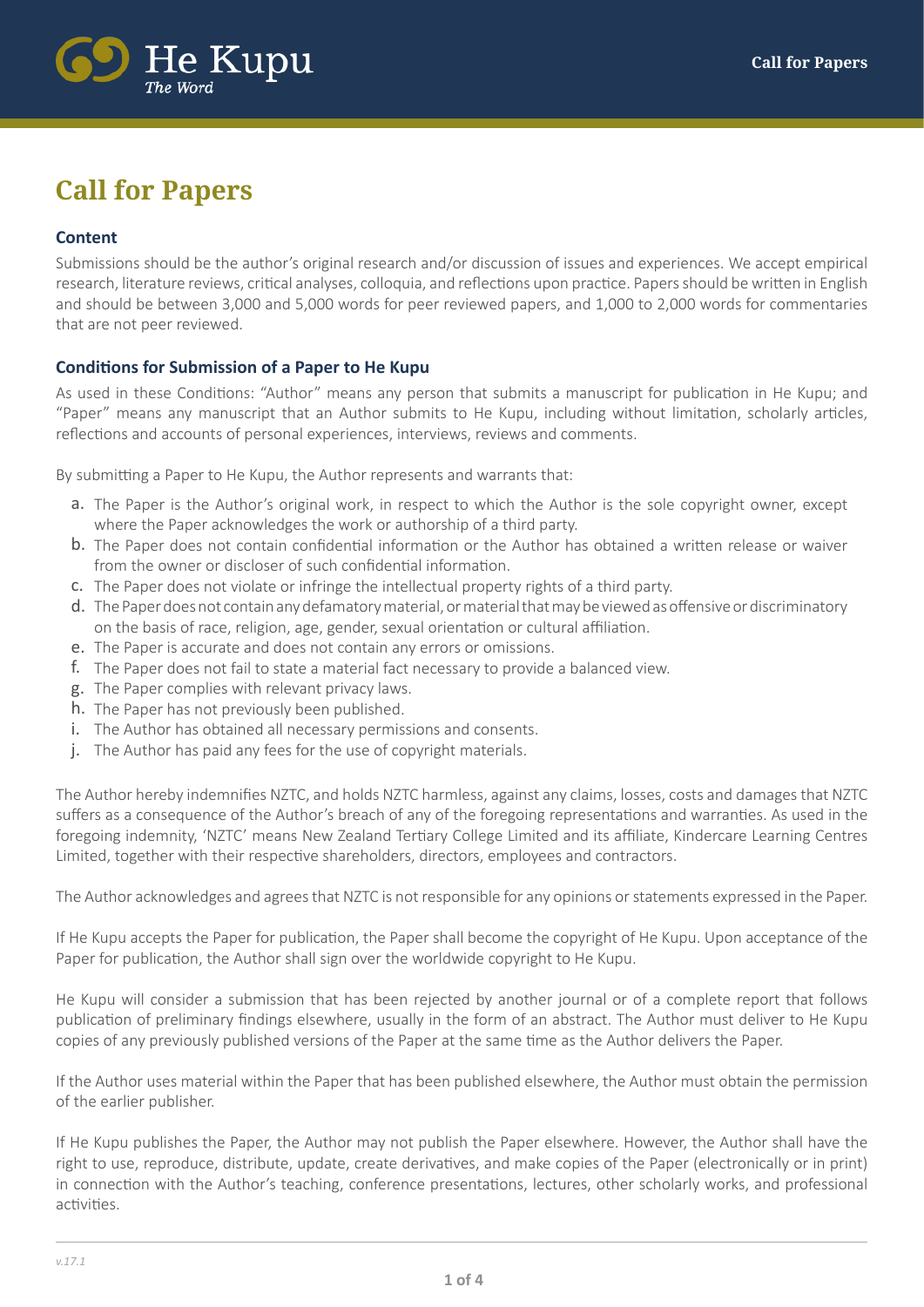# Call for Papers

### Content

Submissions should be the author's original research and/or discussion of issues and experiences. We accept empirical research, literature reviews, critical analyses, colloquia, and reflections upon practice. Papers should be written in English and should be between 3,000 and 5,000 words for peer reviewed papers, and 1,000 to 2,000 words for commentaries that are not peer reviewed.

### Conditions for Submission of a Paper to He Kupu

As used in these Conditions: "Author" means any person that submits a manuscript for publication in He Kupu; and "Paper" means any manuscript that an Author submits to He Kupu, including without limitation, scholarly articles, reflections and accounts of personal experiences, interviews, reviews and comments.

By submitting a Paper to He Kupu, the Author represents and warrants that:

a. The Paper is the Author's original work, in respect to which the Author is the sole copyright owner, except where the Paper acknowledges the work or authorship of a third party.
b. The Paper does not contain confidential information or the Author has obtained a written release or waiver from the owner or discloser of such confidential information.
c. The Paper does not violate or infringe the intellectual property rights of a third party.
d. The Paper does not contain any defamatory material, or material that may be viewed as offensive or discriminatory on the basis of race, religion, age, gender, sexual orientation or cultural affiliation.
e. The Paper is accurate and does not contain any errors or omissions.
f. The Paper does not fail to state a material fact necessary to provide a balanced view.
g. The Paper complies with relevant privacy laws.
h. The Paper has not previously been published.
i. The Author has obtained all necessary permissions and consents.
j. The Author has paid any fees for the use of copyright materials.

The Author hereby indemnifies NZTC, and holds NZTC harmless, against any claims, losses, costs and damages that NZTC suffers as a consequence of the Author's breach of any of the foregoing representations and warranties. As used in the foregoing indemnity, 'NZTC' means New Zealand Tertiary College Limited and its affiliate, Kindercare Learning Centres Limited, together with their respective shareholders, directors, employees and contractors.

The Author acknowledges and agrees that NZTC is not responsible for any opinions or statements expressed in the Paper.

If He Kupu accepts the Paper for publication, the Paper shall become the copyright of He Kupu. Upon acceptance of the Paper for publication, the Author shall sign over the worldwide copyright to He Kupu.

He Kupu will consider a submission that has been rejected by another journal or of a complete report that follows publication of preliminary findings elsewhere, usually in the form of an abstract. The Author must deliver to He Kupu copies of any previously published versions of the Paper at the same time as the Author delivers the Paper.

If the Author uses material within the Paper that has been published elsewhere, the Author must obtain the permission of the earlier publisher.

If He Kupu publishes the Paper, the Author may not publish the Paper elsewhere. However, the Author shall have the right to use, reproduce, distribute, update, create derivatives, and make copies of the Paper (electronically or in print) in connection with the Author's teaching, conference presentations, lectures, other scholarly works, and professional activities.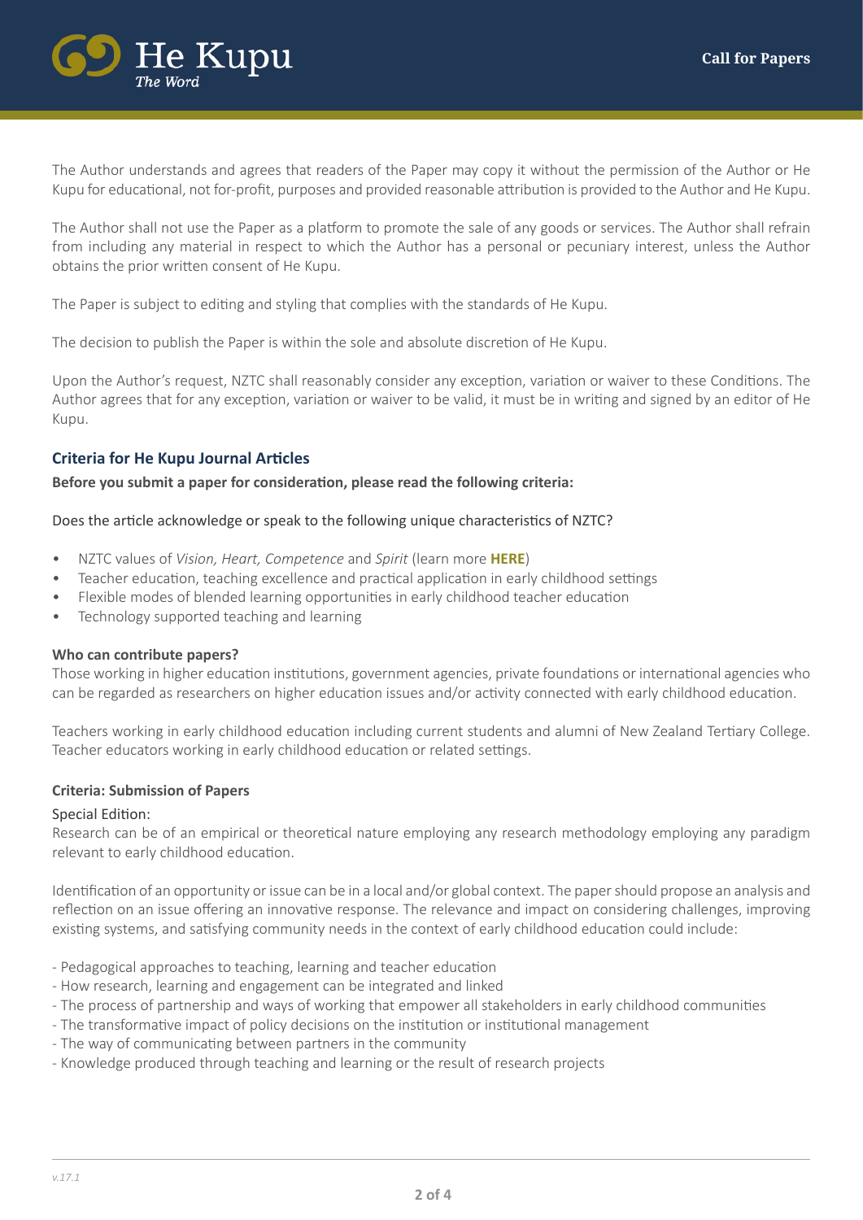The Author understands and agrees that readers of the Paper may copy it without the permission of the Author or He Kupu for educational, not for-profit, purposes and provided reasonable attribution is provided to the Author and He Kupu.

The Author shall not use the Paper as a platform to promote the sale of any goods or services. The Author shall refrain from including any material in respect to which the Author has a personal or pecuniary interest, unless the Author obtains the prior written consent of He Kupu.

The Paper is subject to editing and styling that complies with the standards of He Kupu.

The decision to publish the Paper is within the sole and absolute discretion of He Kupu.

Upon the Author's request, NZTC shall reasonably consider any exception, variation or waiver to these Conditions. The Author agrees that for any exception, variation or waiver to be valid, it must be in writing and signed by an editor of He Kupu.

### Criteria for He Kupu Journal Articles

**Before you submit a paper for consideration, please read the following criteria:**

Does the article acknowledge or speak to the following unique characteristics of NZTC?

- NZTC values of *Vision, Heart, Competence* and *Spirit* (learn more **HERE**)
- Teacher education, teaching excellence and practical application in early childhood settings
- Flexible modes of blended learning opportunities in early childhood teacher education
- Technology supported teaching and learning

**Who can contribute papers?**

Those working in higher education institutions, government agencies, private foundations or international agencies who can be regarded as researchers on higher education issues and/or activity connected with early childhood education.

Teachers working in early childhood education including current students and alumni of New Zealand Tertiary College. Teacher educators working in early childhood education or related settings.

**Criteria: Submission of Papers**

Special Edition:

Research can be of an empirical or theoretical nature employing any research methodology employing any paradigm relevant to early childhood education.

Identification of an opportunity or issue can be in a local and/or global context. The paper should propose an analysis and reflection on an issue offering an innovative response. The relevance and impact on considering challenges, improving existing systems, and satisfying community needs in the context of early childhood education could include:

- Pedagogical approaches to teaching, learning and teacher education
- How research, learning and engagement can be integrated and linked
- The process of partnership and ways of working that empower all stakeholders in early childhood communities
- The transformative impact of policy decisions on the institution or institutional management
- The way of communicating between partners in the community
- Knowledge produced through teaching and learning or the result of research projects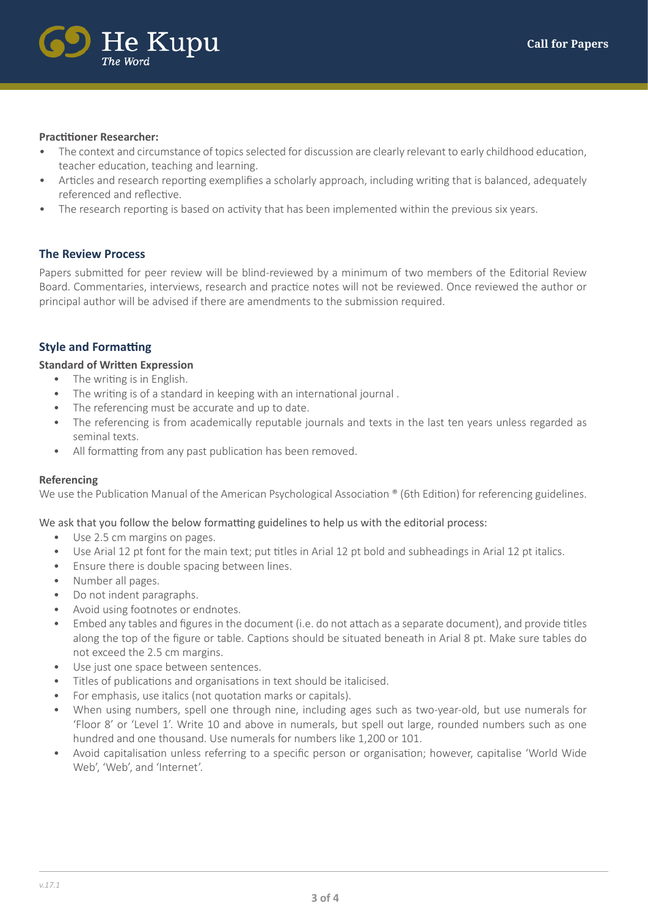**Practitioner Researcher:**

- The context and circumstance of topics selected for discussion are clearly relevant to early childhood education, teacher education, teaching and learning.
- Articles and research reporting exemplifies a scholarly approach, including writing that is balanced, adequately referenced and reflective.
- The research reporting is based on activity that has been implemented within the previous six years.

## The Review Process

Papers submitted for peer review will be blind-reviewed by a minimum of two members of the Editorial Review Board. Commentaries, interviews, research and practice notes will not be reviewed. Once reviewed the author or principal author will be advised if there are amendments to the submission required.

## Style and Formatting

### Standard of Written Expression

- The writing is in English.
- The writing is of a standard in keeping with an international journal .
- The referencing must be accurate and up to date.
- The referencing is from academically reputable journals and texts in the last ten years unless regarded as seminal texts.
- All formatting from any past publication has been removed.

### Referencing

We use the Publication Manual of the American Psychological Association ® (6th Edition) for referencing guidelines.

We ask that you follow the below formatting guidelines to help us with the editorial process:

- Use 2.5 cm margins on pages.
- Use Arial 12 pt font for the main text; put titles in Arial 12 pt bold and subheadings in Arial 12 pt italics.
- Ensure there is double spacing between lines.
- Number all pages.
- Do not indent paragraphs.
- Avoid using footnotes or endnotes.
- Embed any tables and figures in the document (i.e. do not attach as a separate document), and provide titles along the top of the figure or table. Captions should be situated beneath in Arial 8 pt. Make sure tables do not exceed the 2.5 cm margins.
- Use just one space between sentences.
- Titles of publications and organisations in text should be italicised.
- For emphasis, use italics (not quotation marks or capitals).
- When using numbers, spell one through nine, including ages such as two-year-old, but use numerals for 'Floor 8' or 'Level 1'. Write 10 and above in numerals, but spell out large, rounded numbers such as one hundred and one thousand. Use numerals for numbers like 1,200 or 101.
- Avoid capitalisation unless referring to a specific person or organisation; however, capitalise 'World Wide Web', 'Web', and 'Internet'.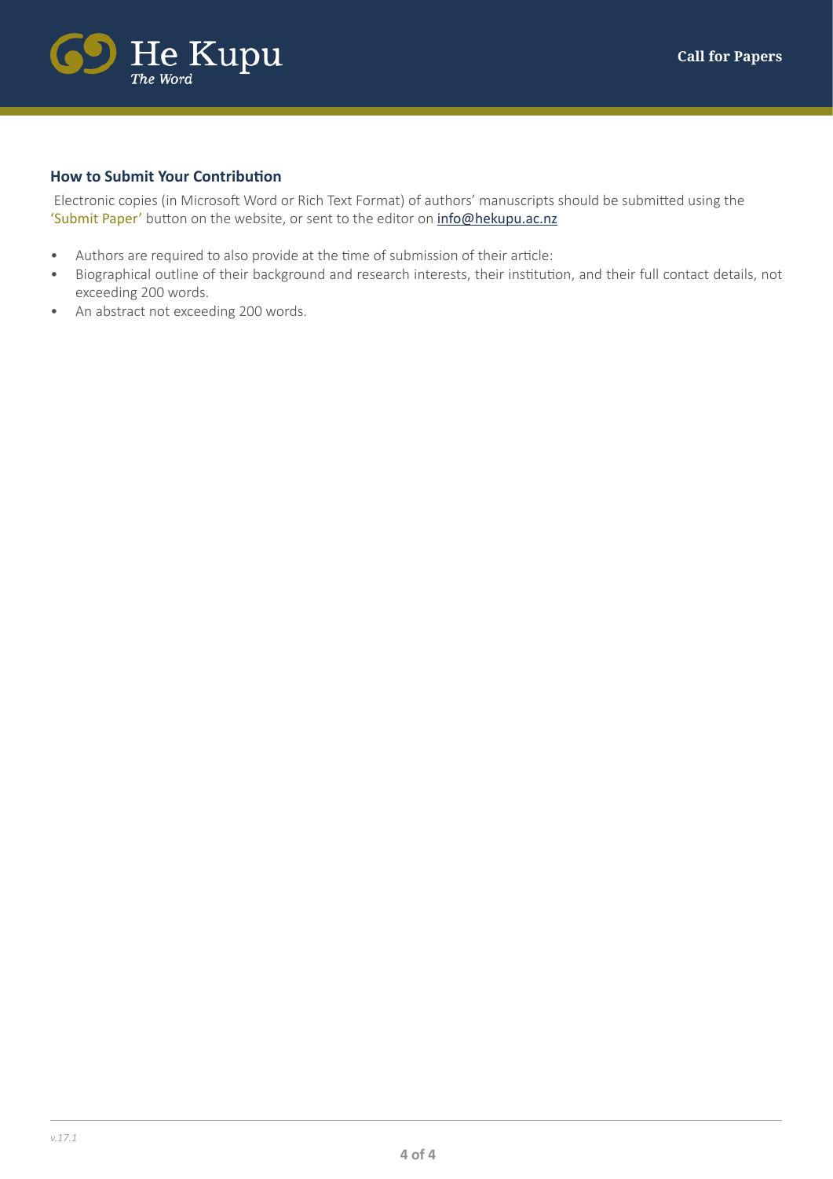## How to Submit Your Contribution

Electronic copies (in Microsoft Word or Rich Text Format) of authors' manuscripts should be submitted using the 'Submit Paper' button on the website, or sent to the editor on [info@hekupu.ac.nz](mailto:info@hekupu.ac.nz)

- Authors are required to also provide at the time of submission of their article:
- Biographical outline of their background and research interests, their institution, and their full contact details, not exceeding 200 words.
- An abstract not exceeding 200 words.